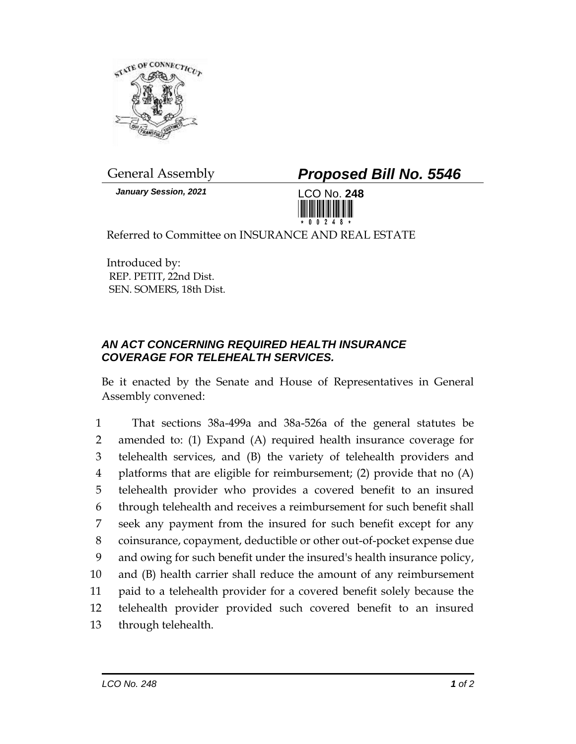General Assembly

***Proposed Bill No. 5546***

***January Session, 2021***

LCO No. **248**

Referred to Committee on INSURANCE AND REAL ESTATE

Introduced by:
REP. PETIT, 22nd Dist.
SEN. SOMERS, 18th Dist.

### *AN ACT CONCERNING REQUIRED HEALTH INSURANCE COVERAGE FOR TELEHEALTH SERVICES.*

Be it enacted by the Senate and House of Representatives in General Assembly convened:

That sections 38a-499a and 38a-526a of the general statutes be amended to: (1) Expand (A) required health insurance coverage for telehealth services, and (B) the variety of telehealth providers and platforms that are eligible for reimbursement; (2) provide that no (A) telehealth provider who provides a covered benefit to an insured through telehealth and receives a reimbursement for such benefit shall seek any payment from the insured for such benefit except for any coinsurance, copayment, deductible or other out-of-pocket expense due and owing for such benefit under the insured's health insurance policy, and (B) health carrier shall reduce the amount of any reimbursement paid to a telehealth provider for a covered benefit solely because the telehealth provider provided such covered benefit to an insured through telehealth.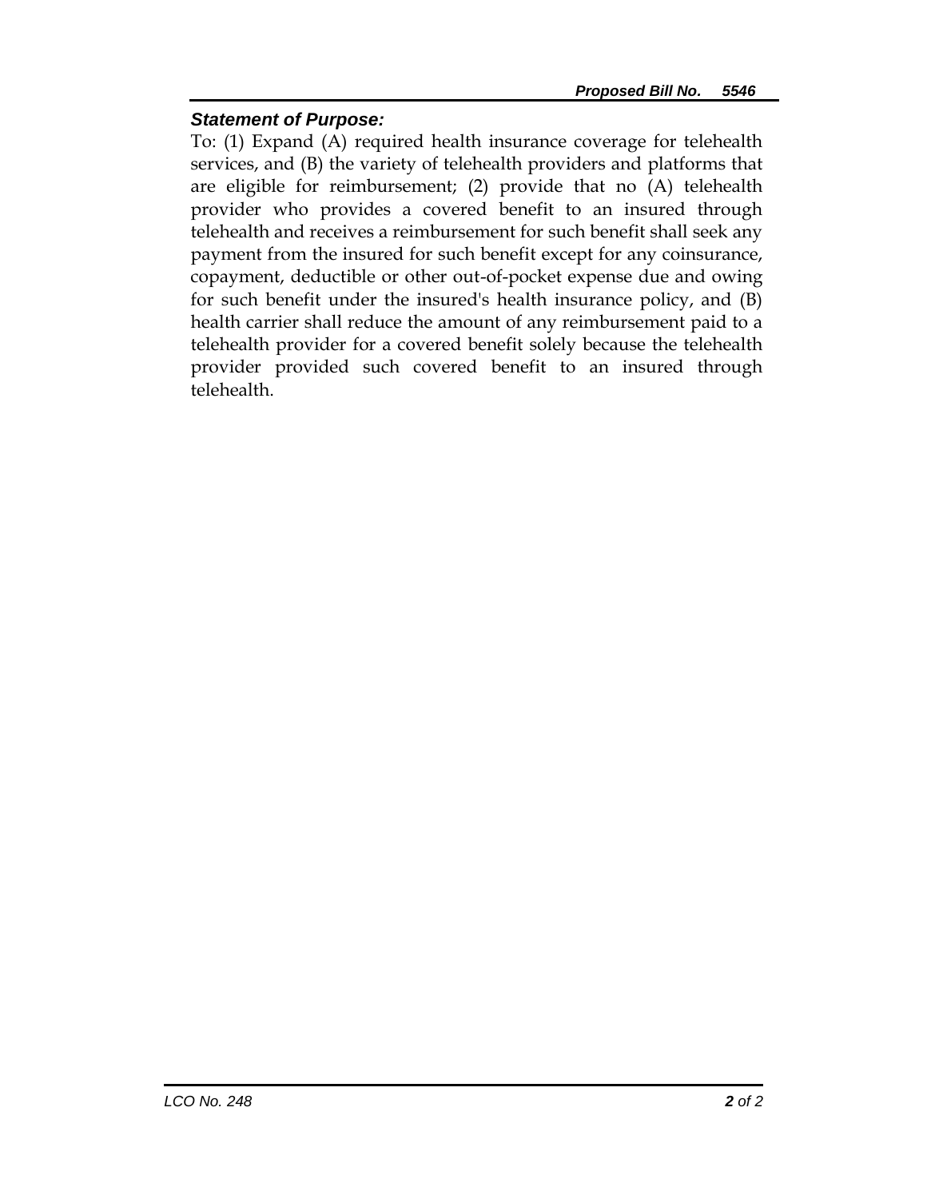***Statement of Purpose:***

To: (1) Expand (A) required health insurance coverage for telehealth services, and (B) the variety of telehealth providers and platforms that are eligible for reimbursement; (2) provide that no (A) telehealth provider who provides a covered benefit to an insured through telehealth and receives a reimbursement for such benefit shall seek any payment from the insured for such benefit except for any coinsurance, copayment, deductible or other out-of-pocket expense due and owing for such benefit under the insured's health insurance policy, and (B) health carrier shall reduce the amount of any reimbursement paid to a telehealth provider for a covered benefit solely because the telehealth provider provided such covered benefit to an insured through telehealth.